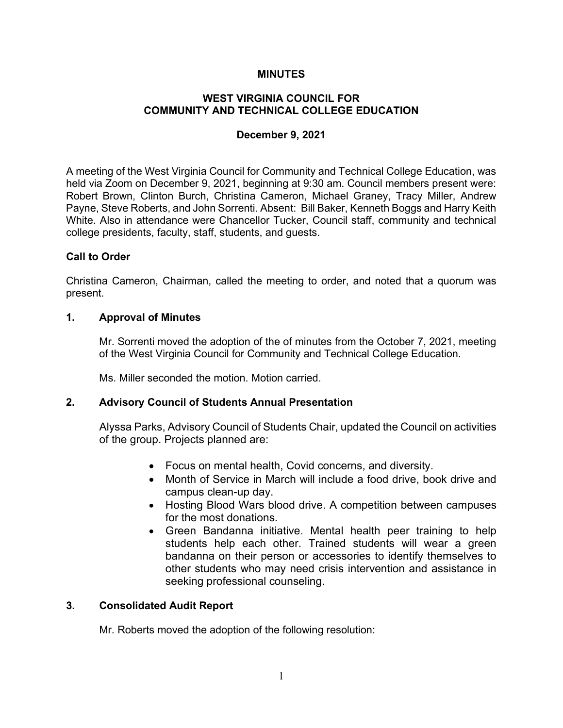**MINUTES**

**WEST VIRGINIA COUNCIL FOR COMMUNITY AND TECHNICAL COLLEGE EDUCATION**

**December 9, 2021**

A meeting of the West Virginia Council for Community and Technical College Education, was held via Zoom on December 9, 2021, beginning at 9:30 am. Council members present were: Robert Brown, Clinton Burch, Christina Cameron, Michael Graney, Tracy Miller, Andrew Payne, Steve Roberts, and John Sorrenti. Absent: Bill Baker, Kenneth Boggs and Harry Keith White. Also in attendance were Chancellor Tucker, Council staff, community and technical college presidents, faculty, staff, students, and guests.

**Call to Order**

Christina Cameron, Chairman, called the meeting to order, and noted that a quorum was present.

**1. Approval of Minutes**

Mr. Sorrenti moved the adoption of the of minutes from the October 7, 2021, meeting of the West Virginia Council for Community and Technical College Education.

Ms. Miller seconded the motion. Motion carried.

**2. Advisory Council of Students Annual Presentation**

Alyssa Parks, Advisory Council of Students Chair, updated the Council on activities of the group. Projects planned are:

- Focus on mental health, Covid concerns, and diversity.
- Month of Service in March will include a food drive, book drive and campus clean-up day.
- Hosting Blood Wars blood drive. A competition between campuses for the most donations.
- Green Bandanna initiative. Mental health peer training to help students help each other. Trained students will wear a green bandanna on their person or accessories to identify themselves to other students who may need crisis intervention and assistance in seeking professional counseling.

**3. Consolidated Audit Report**

Mr. Roberts moved the adoption of the following resolution: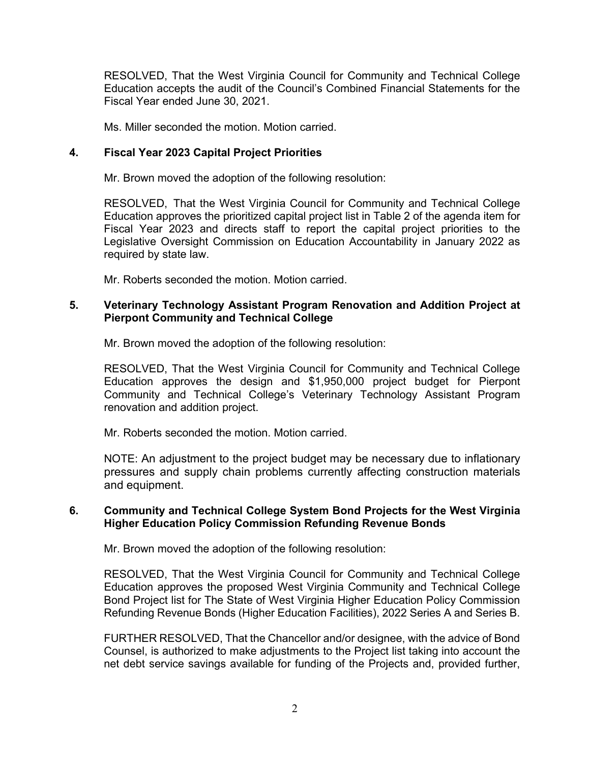RESOLVED, That the West Virginia Council for Community and Technical College Education accepts the audit of the Council's Combined Financial Statements for the Fiscal Year ended June 30, 2021.

Ms. Miller seconded the motion. Motion carried.

**4. Fiscal Year 2023 Capital Project Priorities**

Mr. Brown moved the adoption of the following resolution:

RESOLVED, That the West Virginia Council for Community and Technical College Education approves the prioritized capital project list in Table 2 of the agenda item for Fiscal Year 2023 and directs staff to report the capital project priorities to the Legislative Oversight Commission on Education Accountability in January 2022 as required by state law.

Mr. Roberts seconded the motion. Motion carried.

**5. Veterinary Technology Assistant Program Renovation and Addition Project at Pierpont Community and Technical College**

Mr. Brown moved the adoption of the following resolution:

RESOLVED, That the West Virginia Council for Community and Technical College Education approves the design and $1,950,000 project budget for Pierpont Community and Technical College's Veterinary Technology Assistant Program renovation and addition project.

Mr. Roberts seconded the motion. Motion carried.

NOTE: An adjustment to the project budget may be necessary due to inflationary pressures and supply chain problems currently affecting construction materials and equipment.

**6. Community and Technical College System Bond Projects for the West Virginia Higher Education Policy Commission Refunding Revenue Bonds**

Mr. Brown moved the adoption of the following resolution:

RESOLVED, That the West Virginia Council for Community and Technical College Education approves the proposed West Virginia Community and Technical College Bond Project list for The State of West Virginia Higher Education Policy Commission Refunding Revenue Bonds (Higher Education Facilities), 2022 Series A and Series B.

FURTHER RESOLVED, That the Chancellor and/or designee, with the advice of Bond Counsel, is authorized to make adjustments to the Project list taking into account the net debt service savings available for funding of the Projects and, provided further,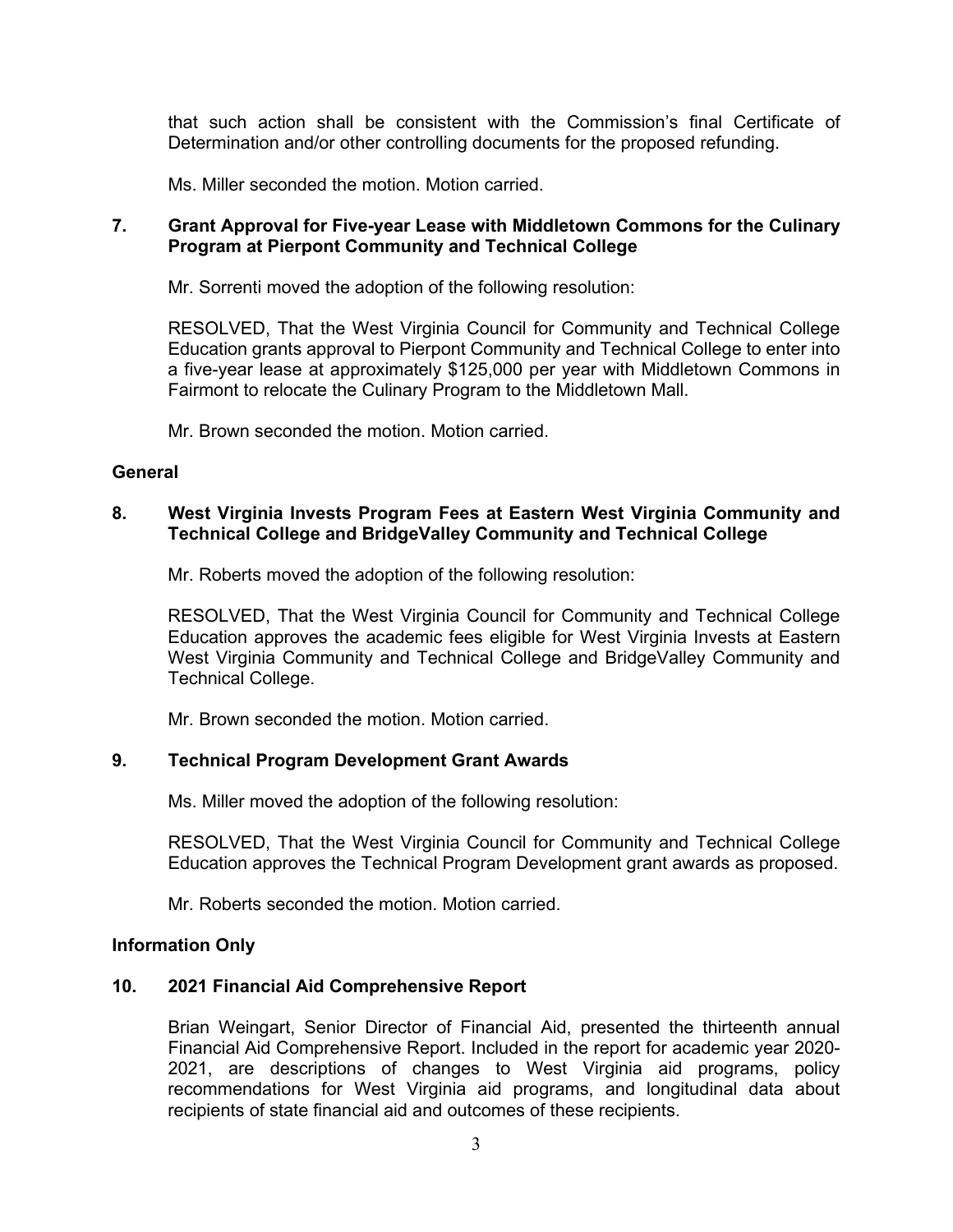that such action shall be consistent with the Commission's final Certificate of Determination and/or other controlling documents for the proposed refunding.

Ms. Miller seconded the motion. Motion carried.

**7. Grant Approval for Five-year Lease with Middletown Commons for the Culinary Program at Pierpont Community and Technical College**

Mr. Sorrenti moved the adoption of the following resolution:

RESOLVED, That the West Virginia Council for Community and Technical College Education grants approval to Pierpont Community and Technical College to enter into a five-year lease at approximately $125,000 per year with Middletown Commons in Fairmont to relocate the Culinary Program to the Middletown Mall.

Mr. Brown seconded the motion. Motion carried.

**General**

**8. West Virginia Invests Program Fees at Eastern West Virginia Community and Technical College and BridgeValley Community and Technical College**

Mr. Roberts moved the adoption of the following resolution:

RESOLVED, That the West Virginia Council for Community and Technical College Education approves the academic fees eligible for West Virginia Invests at Eastern West Virginia Community and Technical College and BridgeValley Community and Technical College.

Mr. Brown seconded the motion. Motion carried.

**9. Technical Program Development Grant Awards**

Ms. Miller moved the adoption of the following resolution:

RESOLVED, That the West Virginia Council for Community and Technical College Education approves the Technical Program Development grant awards as proposed.

Mr. Roberts seconded the motion. Motion carried.

**Information Only**

**10. 2021 Financial Aid Comprehensive Report**

Brian Weingart, Senior Director of Financial Aid, presented the thirteenth annual Financial Aid Comprehensive Report. Included in the report for academic year 2020-2021, are descriptions of changes to West Virginia aid programs, policy recommendations for West Virginia aid programs, and longitudinal data about recipients of state financial aid and outcomes of these recipients.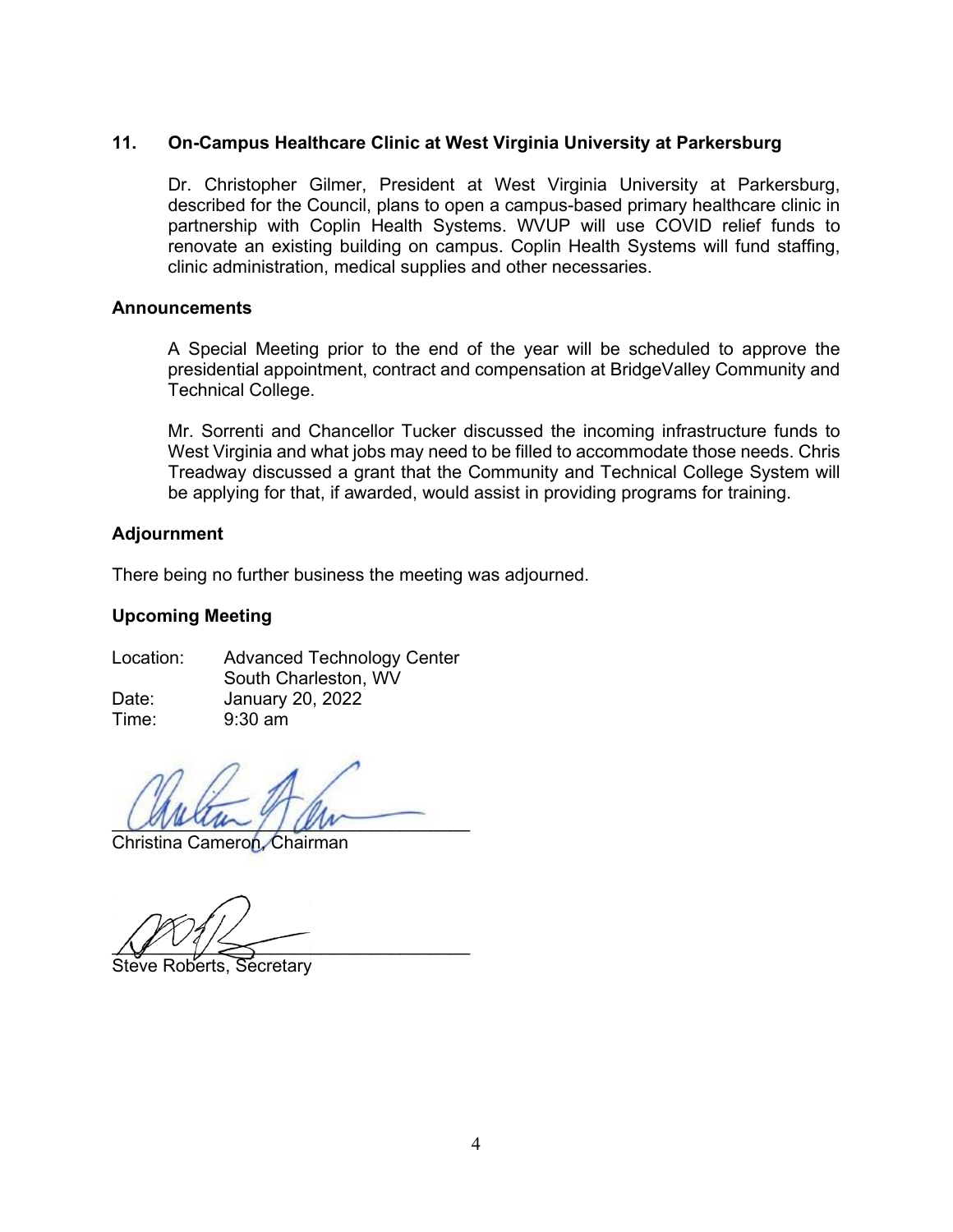**11. On-Campus Healthcare Clinic at West Virginia University at Parkersburg**

Dr. Christopher Gilmer, President at West Virginia University at Parkersburg, described for the Council, plans to open a campus-based primary healthcare clinic in partnership with Coplin Health Systems. WVUP will use COVID relief funds to renovate an existing building on campus. Coplin Health Systems will fund staffing, clinic administration, medical supplies and other necessaries.

**Announcements**

A Special Meeting prior to the end of the year will be scheduled to approve the presidential appointment, contract and compensation at BridgeValley Community and Technical College.

Mr. Sorrenti and Chancellor Tucker discussed the incoming infrastructure funds to West Virginia and what jobs may need to be filled to accommodate those needs. Chris Treadway discussed a grant that the Community and Technical College System will be applying for that, if awarded, would assist in providing programs for training.

**Adjournment**

There being no further business the meeting was adjourned.

**Upcoming Meeting**

Location: Advanced Technology Center
South Charleston, WV
Date: January 20, 2022
Time: 9:30 am

\_\_\_\_\_\_\_\_\_\_\_\_\_\_\_\_\_\_\_\_\_\_\_\_\_\_\_\_\_\_\_\_
Christina Cameron, Chairman

\_\_\_\_\_\_\_\_\_\_\_\_\_\_\_\_\_\_\_\_\_\_\_\_\_\_\_\_\_\_\_\_
Steve Roberts, Secretary